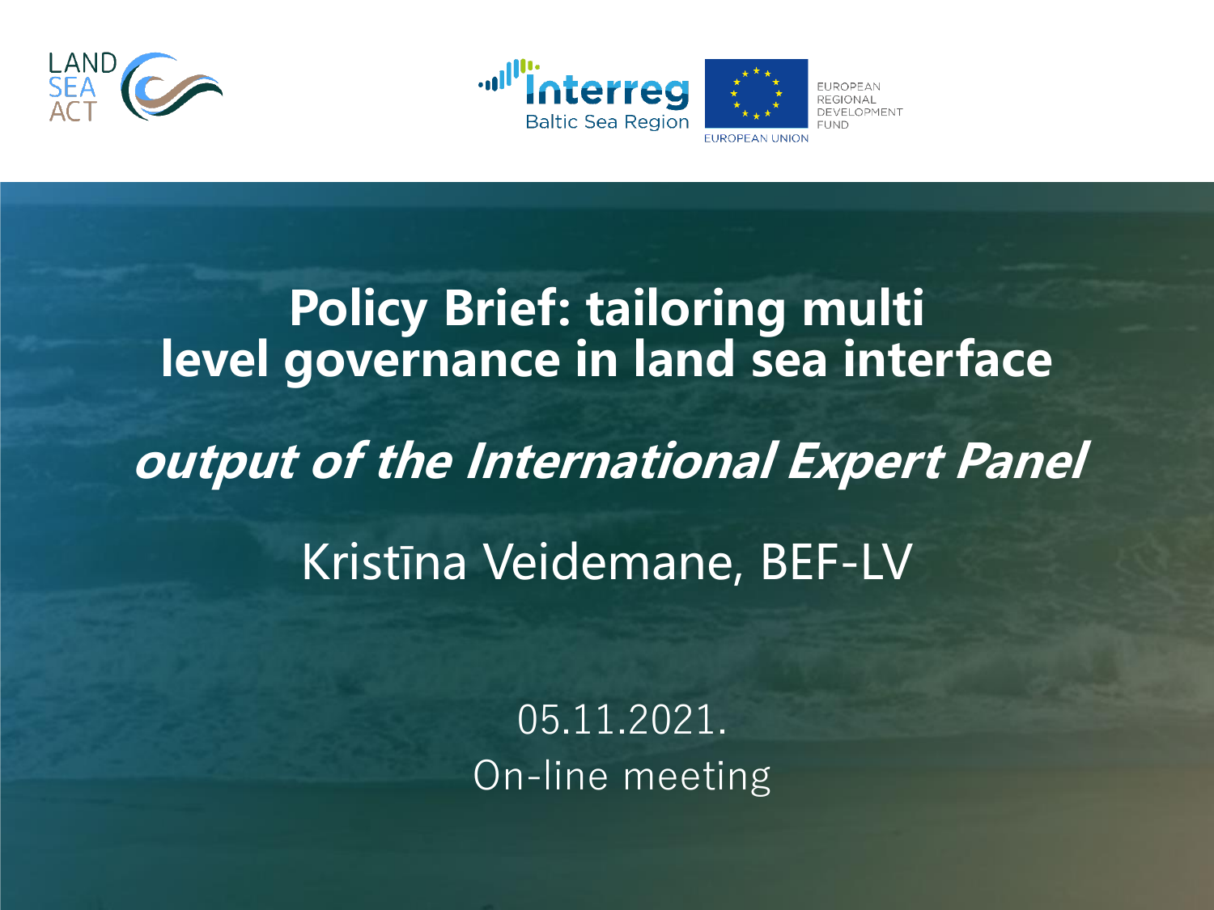LAND SEA ACT

Interreg Baltic Sea Region

EUROPEAN UNION

EUROPEAN REGIONAL DEVELOPMENT FUND

# Policy Brief: tailoring multi level governance in land sea interface

## *output of the International Expert Panel*

Kristīna Veidemane, BEF-LV

05.11.2021.

On-line meeting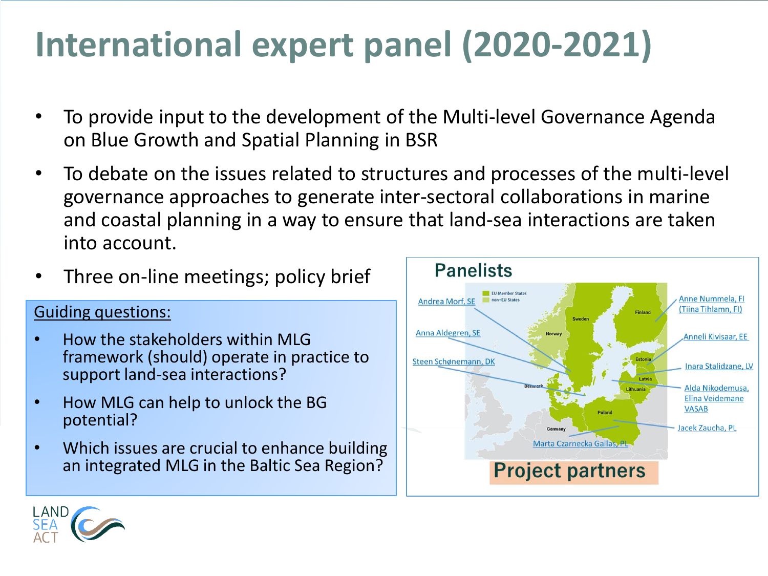# International expert panel (2020-2021)

- To provide input to the development of the Multi-level Governance Agenda on Blue Growth and Spatial Planning in BSR
- To debate on the issues related to structures and processes of the multi-level governance approaches to generate inter-sectoral collaborations in marine and coastal planning in a way to ensure that land-sea interactions are taken into account.
- Three on-line meetings; policy brief

Guiding questions:

- How the stakeholders within MLG framework (should) operate in practice to support land-sea interactions?
- How MLG can help to unlock the BG potential?
- Which issues are crucial to enhance building an integrated MLG in the Baltic Sea Region?

## Panelists

Andrea Morf, SE

Anna Aldegren, SE

Steen Schønemann, DK

Anne Nummela, FI (Tiina Tihlamn, FI)

Anneli Kivisaar, EE

Inara Stalidzane, LV

Alda Nikodemusa, Elīna Veidemane VASAB

Jacek Zaucha, PL

Marta Czarnecka Gallas, PL

Project partners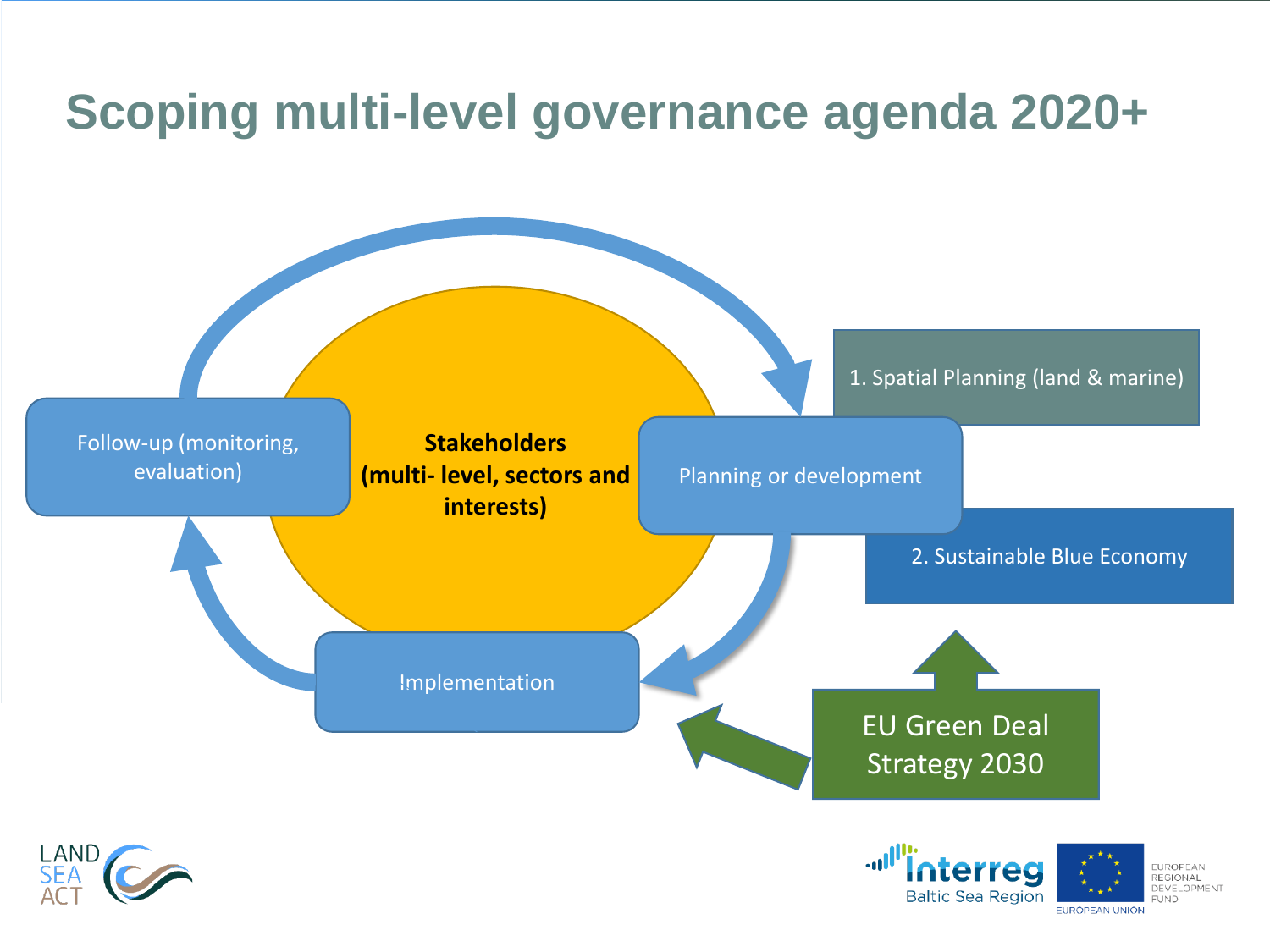# Scoping multi-level governance agenda 2020+

Follow-up (monitoring, evaluation)

**Stakeholders (multi- level, sectors and interests)**

Planning or development

1. Spatial Planning (land & marine)

2. Sustainable Blue Economy

Implementation

EU Green Deal Strategy 2030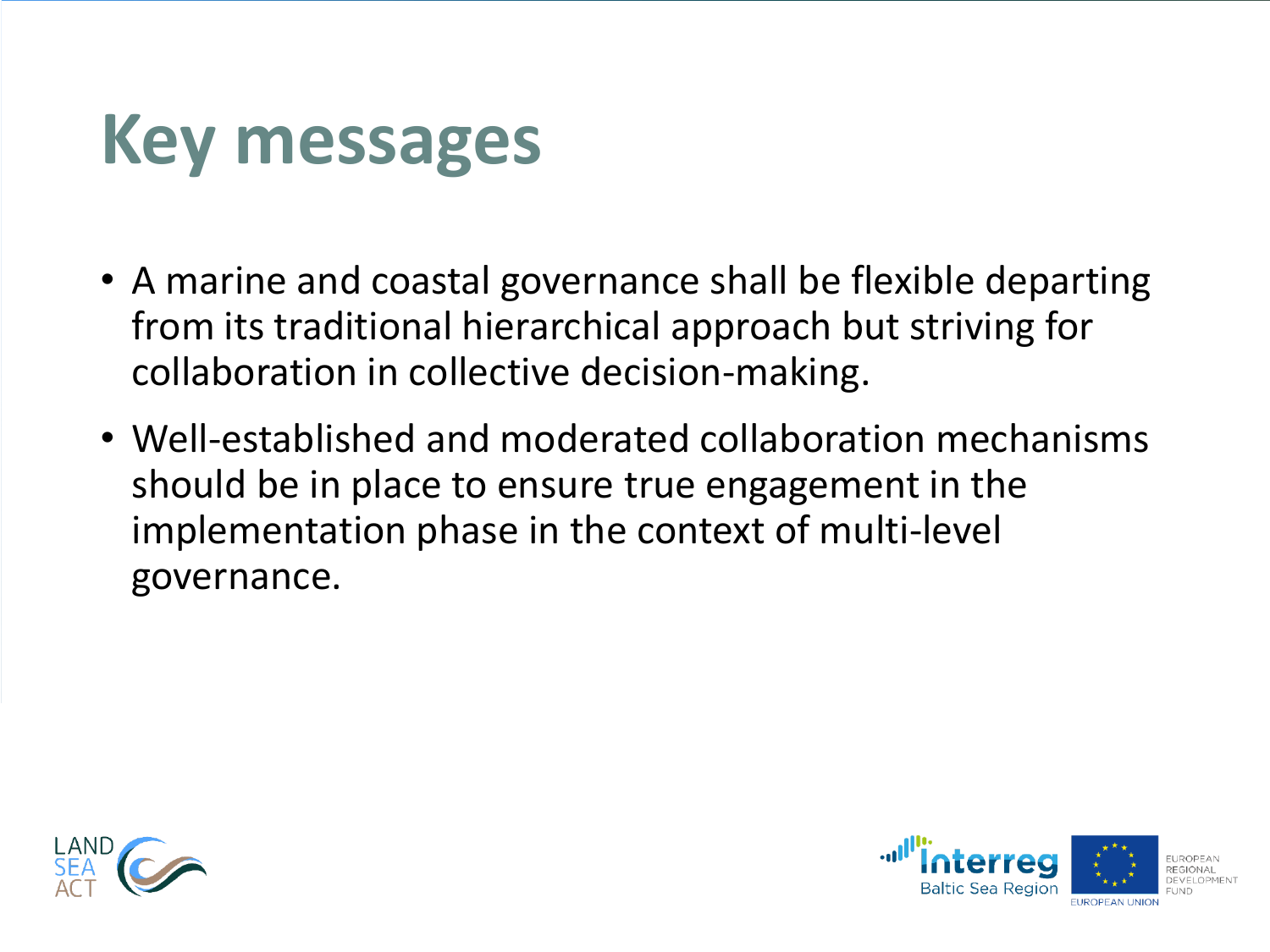# Key messages

- A marine and coastal governance shall be flexible departing from its traditional hierarchical approach but striving for collaboration in collective decision-making.
- Well-established and moderated collaboration mechanisms should be in place to ensure true engagement in the implementation phase in the context of multi-level governance.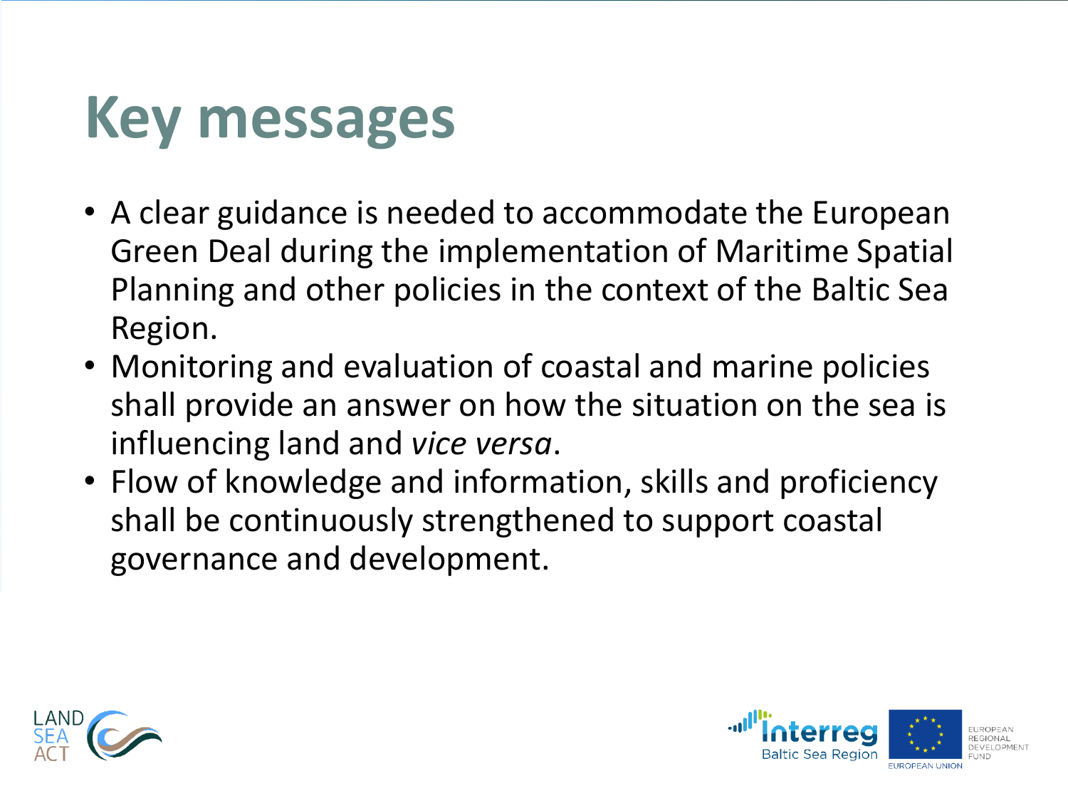# Key messages

- A clear guidance is needed to accommodate the European Green Deal during the implementation of Maritime Spatial Planning and other policies in the context of the Baltic Sea Region.
- Monitoring and evaluation of coastal and marine policies shall provide an answer on how the situation on the sea is influencing land and *vice versa*.
- Flow of knowledge and information, skills and proficiency shall be continuously strengthened to support coastal governance and development.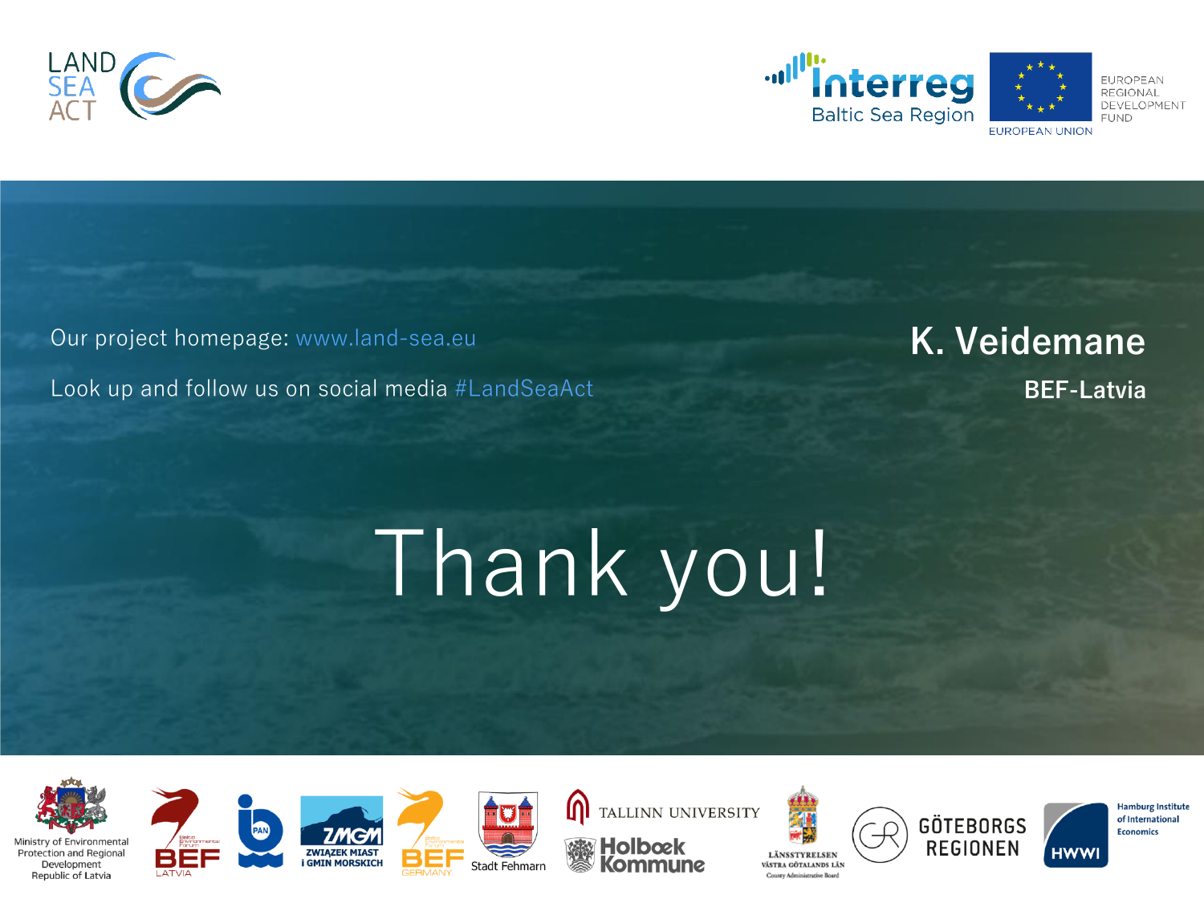LAND SEA ACT

Interreg Baltic Sea Region

EUROPEAN UNION

EUROPEAN REGIONAL DEVELOPMENT FUND

Our project homepage: www.land-sea.eu

Look up and follow us on social media #LandSeaAct

**K. Veidemane**

**BEF-Latvia**

# Thank you!

Ministry of Environmental Protection and Regional Development Republic of Latvia

BEF LATVIA

ZMGM ZWIĄZEK MIAST i GMIN MORSKICH

BEF GERMANY

Stadt Fehmarn

TALLINN UNIVERSITY

Holbæk Kommune

LÄNSSTYRELSEN VÄSTRA GÖTALANDS LÄN County Administrative Board

GÖTEBORGS REGIONEN

Hamburg Institute of International Economics

HWWI